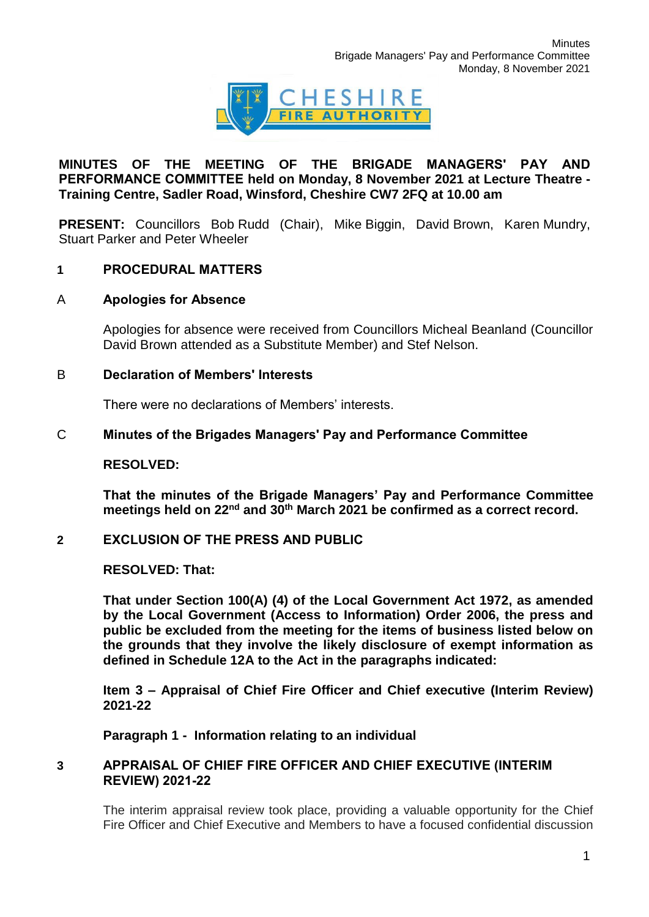**MINUTES OF THE MEETING OF THE BRIGADE MANAGERS' PAY AND PERFORMANCE COMMITTEE held on Monday, 8 November 2021 at Lecture Theatre - Training Centre, Sadler Road, Winsford, Cheshire CW7 2FQ at 10.00 am**

**PRESENT:** Councillors Bob Rudd (Chair), Mike Biggin, David Brown, Karen Mundry, Stuart Parker and Peter Wheeler

## 1 PROCEDURAL MATTERS

### A Apologies for Absence

Apologies for absence were received from Councillors Micheal Beanland (Councillor David Brown attended as a Substitute Member) and Stef Nelson.

### B Declaration of Members' Interests

There were no declarations of Members' interests.

### C Minutes of the Brigades Managers' Pay and Performance Committee

**RESOLVED:**

**That the minutes of the Brigade Managers' Pay and Performance Committee meetings held on 22nd and 30th March 2021 be confirmed as a correct record.**

## 2 EXCLUSION OF THE PRESS AND PUBLIC

**RESOLVED: That:**

**That under Section 100(A) (4) of the Local Government Act 1972, as amended by the Local Government (Access to Information) Order 2006, the press and public be excluded from the meeting for the items of business listed below on the grounds that they involve the likely disclosure of exempt information as defined in Schedule 12A to the Act in the paragraphs indicated:**

**Item 3 – Appraisal of Chief Fire Officer and Chief executive (Interim Review) 2021-22**

**Paragraph 1 - Information relating to an individual**

## 3 APPRAISAL OF CHIEF FIRE OFFICER AND CHIEF EXECUTIVE (INTERIM REVIEW) 2021-22

The interim appraisal review took place, providing a valuable opportunity for the Chief Fire Officer and Chief Executive and Members to have a focused confidential discussion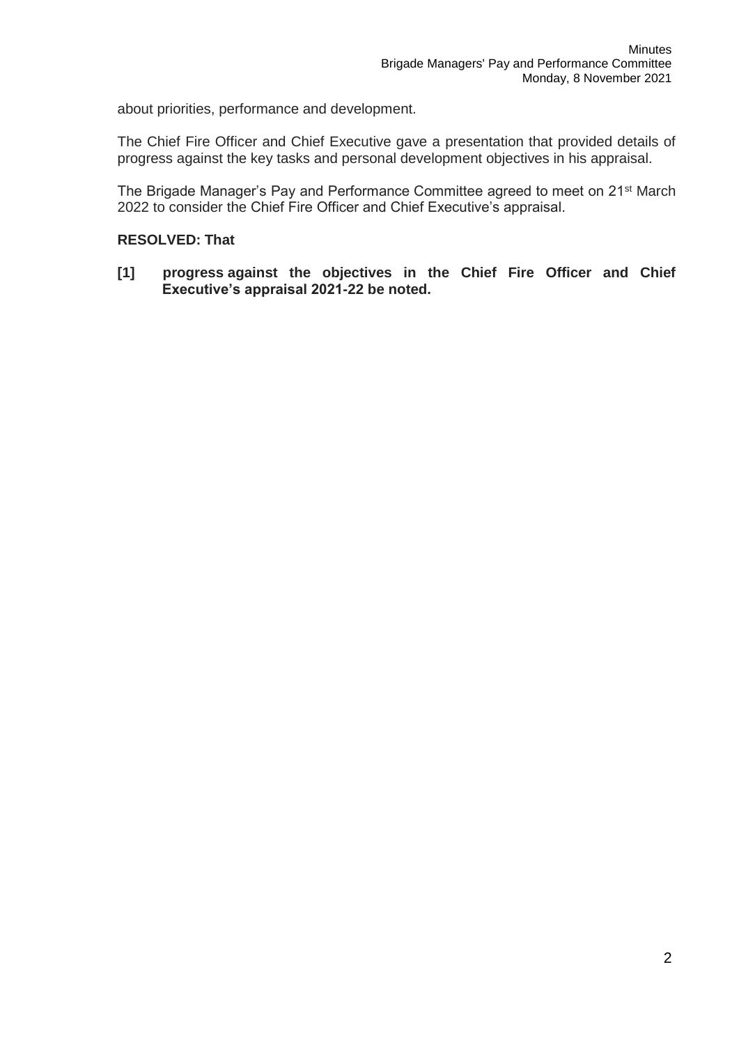about priorities, performance and development.

The Chief Fire Officer and Chief Executive gave a presentation that provided details of progress against the key tasks and personal development objectives in his appraisal.

The Brigade Manager's Pay and Performance Committee agreed to meet on 21st March 2022 to consider the Chief Fire Officer and Chief Executive's appraisal.

**RESOLVED: That**

**[1] progress against the objectives in the Chief Fire Officer and Chief Executive's appraisal 2021-22 be noted.**